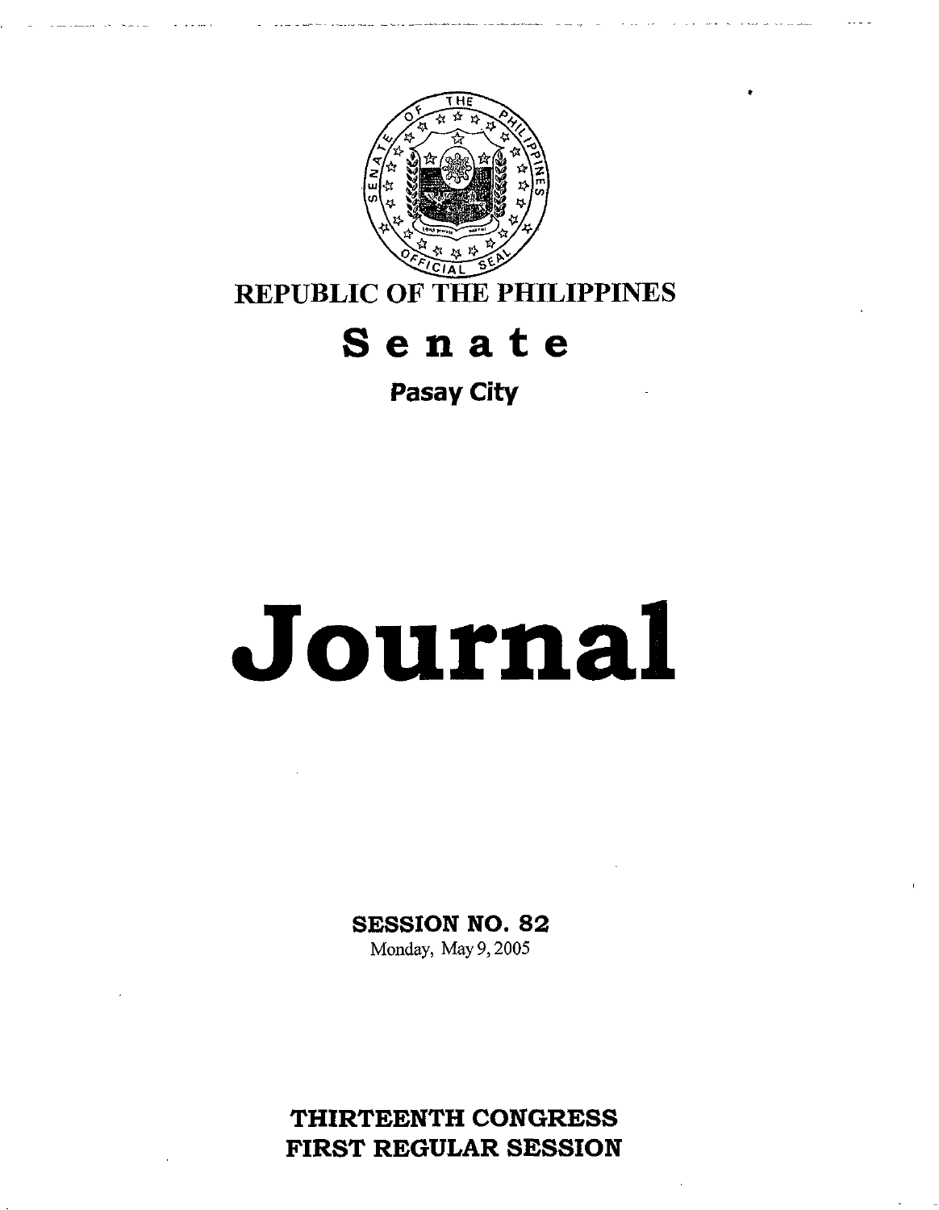REPUBLIC OF THE PHILIPPINES

# Senate

**Pasay City**

# Journal

**SESSION NO. 82**

Monday, May 9, 2005

**THIRTEENTH CONGRESS**
**FIRST REGULAR SESSION**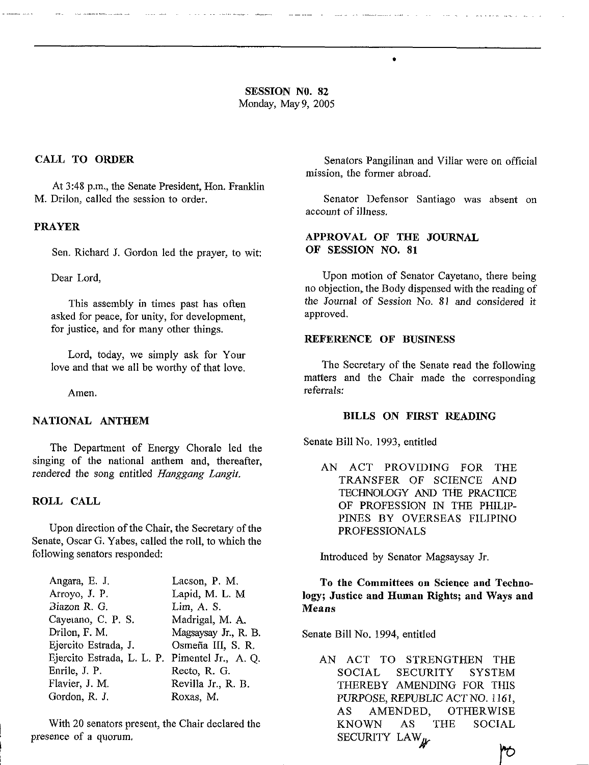## SESSION NO. 82
Monday, May 9, 2005

### CALL TO ORDER

At 3:48 p.m., the Senate President, Hon. Franklin M. Drilon, called the session to order.

### PRAYER

Sen. Richard J. Gordon led the prayer, to wit:

Dear Lord,

This assembly in times past has often asked for peace, for unity, for development, for justice, and for many other things.

Lord, today, we simply ask for Your love and that we all be worthy of that love.

Amen.

### NATIONAL ANTHEM

The Department of Energy Chorale led the singing of the national anthem and, thereafter, rendered the song entitled *Hanggang Langit.*

### ROLL CALL

Upon direction of the Chair, the Secretary of the Senate, Oscar G. Yabes, called the roll, to which the following senators responded:

| | |
|---|---|
| Angara, E. J. | Lacson, P. M. |
| Arroyo, J. P. | Lapid, M. L. M |
| Biazon R. G. | Lim, A. S. |
| Cayetano, C. P. S. | Madrigal, M. A. |
| Drilon, F. M. | Magsaysay Jr., R. B. |
| Ejercito Estrada, J. | Osmeña III, S. R. |
| Ejercito Estrada, L. L. P. | Pimentel Jr., A. Q. |
| Enrile, J. P. | Recto, R. G. |
| Flavier, J. M. | Revilla Jr., R. B. |
| Gordon, R. J. | Roxas, M. |

With 20 senators present, the Chair declared the presence of a quorum.

Senators Pangilinan and Villar were on official mission, the former abroad.

Senator Defensor Santiago was absent on account of illness.

### APPROVAL OF THE JOURNAL OF SESSION NO. 81

Upon motion of Senator Cayetano, there being no objection, the Body dispensed with the reading of the *Journal of Session No. 81* and considered it approved.

### REFERENCE OF BUSINESS

The Secretary of the Senate read the following matters and the Chair made the corresponding referrals:

#### BILLS ON FIRST READING

Senate Bill No. 1993, entitled

> AN ACT PROVIDING FOR THE TRANSFER OF SCIENCE AND TECHNOLOGY AND THE PRACTICE OF PROFESSION IN THE PHILIPPINES BY OVERSEAS FILIPINO PROFESSIONALS

Introduced by Senator Magsaysay Jr.

**To the Committees on Science and Technology; Justice and Human Rights; and Ways and Means**

Senate Bill No. 1994, entitled

> AN ACT TO STRENGTHEN THE SOCIAL SECURITY SYSTEM THEREBY AMENDING FOR THIS PURPOSE, REPUBLIC ACT NO. 1161, AS AMENDED, OTHERWISE KNOWN AS THE SOCIAL SECURITY LAW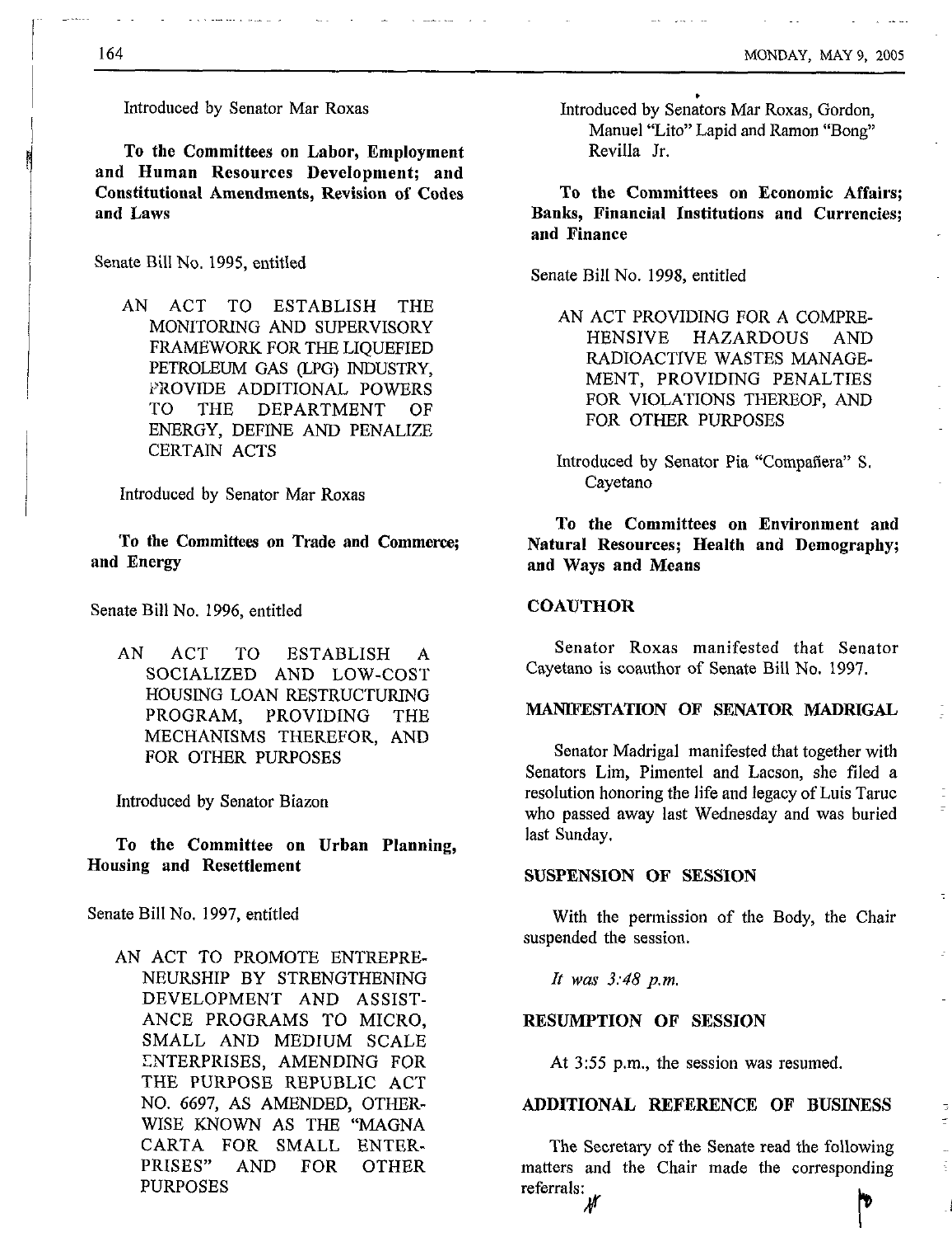Introduced by Senator Mar Roxas

**To the Committees on Labor, Employment and Human Resources Development; and Constitutional Amendments, Revision of Codes and Laws**

Senate Bill No. 1995, entitled

> AN ACT TO ESTABLISH THE MONITORING AND SUPERVISORY FRAMEWORK FOR THE LIQUEFIED PETROLEUM GAS (LPG) INDUSTRY, PROVIDE ADDITIONAL POWERS TO THE DEPARTMENT OF ENERGY, DEFINE AND PENALIZE CERTAIN ACTS

Introduced by Senator Mar Roxas

**To the Committees on Trade and Commerce; and Energy**

Senate Bill No. 1996, entitled

> AN ACT TO ESTABLISH A SOCIALIZED AND LOW-COST HOUSING LOAN RESTRUCTURING PROGRAM, PROVIDING THE MECHANISMS THEREFOR, AND FOR OTHER PURPOSES

Introduced by Senator Biazon

**To the Committee on Urban Planning, Housing and Resettlement**

Senate Bill No. 1997, entitled

> AN ACT TO PROMOTE ENTREPRENEURSHIP BY STRENGTHENING DEVELOPMENT AND ASSISTANCE PROGRAMS TO MICRO, SMALL AND MEDIUM SCALE ENTERPRISES, AMENDING FOR THE PURPOSE REPUBLIC ACT NO. 6697, AS AMENDED, OTHERWISE KNOWN AS THE "MAGNA CARTA FOR SMALL ENTERPRISES" AND FOR OTHER PURPOSES

Introduced by Senators Mar Roxas, Gordon, Manuel "Lito" Lapid and Ramon "Bong" Revilla Jr.

**To the Committees on Economic Affairs; Banks, Financial Institutions and Currencies; and Finance**

Senate Bill No. 1998, entitled

> AN ACT PROVIDING FOR A COMPREHENSIVE HAZARDOUS AND RADIOACTIVE WASTES MANAGEMENT, PROVIDING PENALTIES FOR VIOLATIONS THEREOF, AND FOR OTHER PURPOSES

Introduced by Senator Pia "Compañera" S. Cayetano

**To the Committees on Environment and Natural Resources; Health and Demography; and Ways and Means**

## COAUTHOR

Senator Roxas manifested that Senator Cayetano is coauthor of Senate Bill No. 1997.

## MANIFESTATION OF SENATOR MADRIGAL

Senator Madrigal manifested that together with Senators Lim, Pimentel and Lacson, she filed a resolution honoring the life and legacy of Luis Taruc who passed away last Wednesday and was buried last Sunday.

## SUSPENSION OF SESSION

With the permission of the Body, the Chair suspended the session.

*It was 3:48 p.m.*

## RESUMPTION OF SESSION

At 3:55 p.m., the session was resumed.

## ADDITIONAL REFERENCE OF BUSINESS

The Secretary of the Senate read the following matters and the Chair made the corresponding referrals: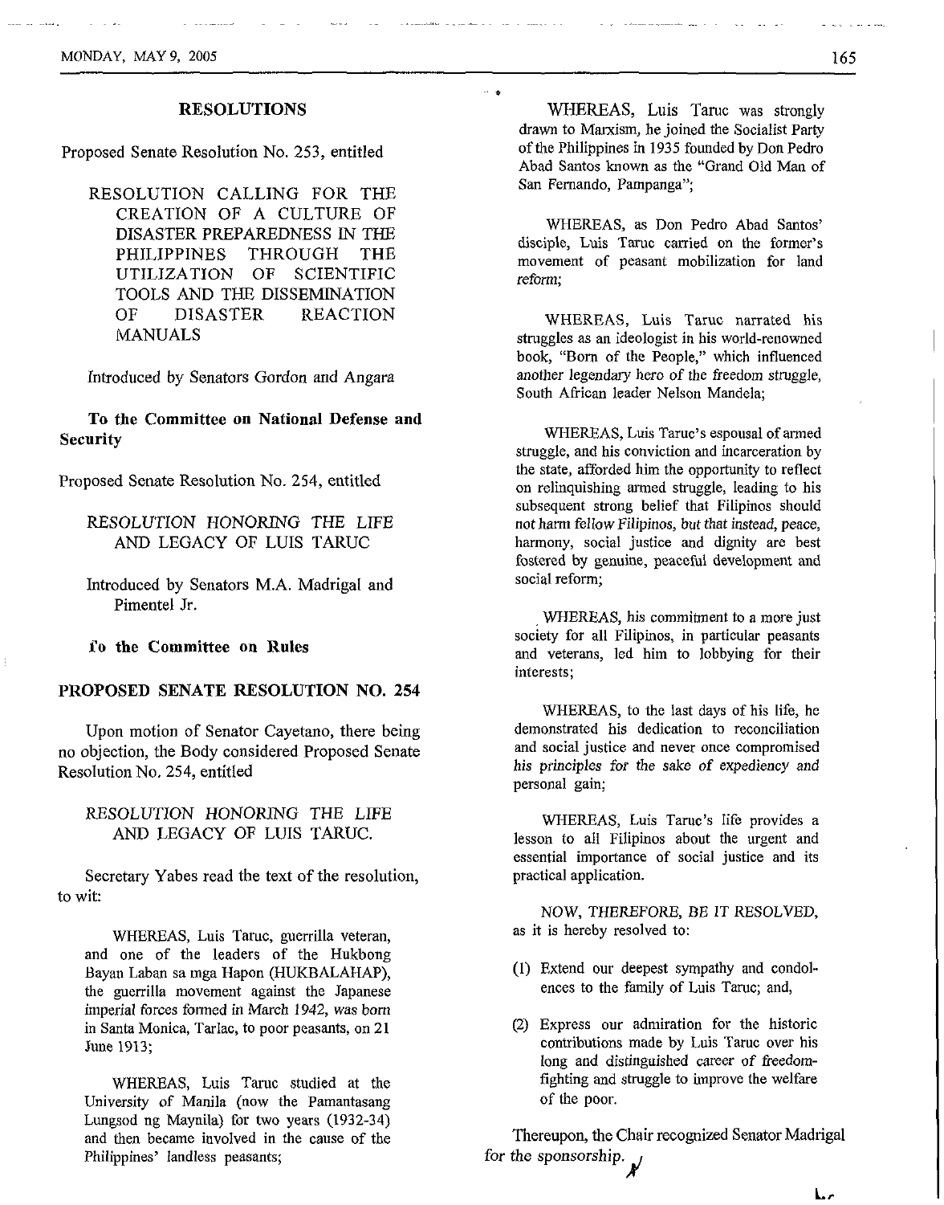## RESOLUTIONS

Proposed Senate Resolution No. 253, entitled

> RESOLUTION CALLING FOR THE CREATION OF A CULTURE OF DISASTER PREPAREDNESS IN THE PHILIPPINES THROUGH THE UTILIZATION OF SCIENTIFIC TOOLS AND THE DISSEMINATION OF DISASTER REACTION MANUALS

Introduced by Senators Gordon and Angara

**To the Committee on National Defense and Security**

Proposed Senate Resolution No. 254, entitled

> *RESOLUTION HONORING THE LIFE AND LEGACY OF LUIS TARUC*

Introduced by Senators M.A. Madrigal and Pimentel Jr.

**To the Committee on Rules**

## PROPOSED SENATE RESOLUTION NO. 254

Upon motion of Senator Cayetano, there being no objection, the Body considered Proposed Senate Resolution No. 254, entitled

> *RESOLUTION HONORING THE LIFE AND LEGACY OF LUIS TARUC.*

Secretary Yabes read the text of the resolution, to wit:

> WHEREAS, Luis Taruc, guerrilla veteran, and one of the leaders of the Hukbong Bayan Laban sa mga Hapon (HUKBALAHAP), the guerrilla movement against the Japanese imperial forces formed in March 1942, was born in Santa Monica, Tarlac, to poor peasants, on 21 June 1913;
>
> WHEREAS, Luis Taruc studied at the University of Manila (now the Pamantasang Lungsod ng Maynila) for two years (1932-34) and then became involved in the cause of the Philippines' landless peasants;
>
> WHEREAS, Luis Taruc was strongly drawn to Marxism, he joined the Socialist Party of the Philippines in 1935 founded by Don Pedro Abad Santos known as the "Grand Old Man of San Fernando, Pampanga";
>
> WHEREAS, as Don Pedro Abad Santos' disciple, Luis Taruc carried on the former's movement of peasant mobilization for land reform;
>
> WHEREAS, Luis Taruc narrated his struggles as an ideologist in his world-renowned book, "Born of the People," which influenced another legendary hero of the freedom struggle, South African leader Nelson Mandela;
>
> WHEREAS, Luis Taruc's espousal of armed struggle, and his conviction and incarceration by the state, afforded him the opportunity to reflect on relinquishing armed struggle, leading to his subsequent strong belief that Filipinos should not harm fellow Filipinos, but that instead, peace, harmony, social justice and dignity are best fostered by genuine, peaceful development and social reform;
>
> WHEREAS, his commitment to a more just society for all Filipinos, in particular peasants and veterans, led him to lobbying for their interests;
>
> WHEREAS, to the last days of his life, he demonstrated his dedication to reconciliation and social justice and never once compromised his principles for the sake of expediency and personal gain;
>
> WHEREAS, Luis Taruc's life provides a lesson to all Filipinos about the urgent and essential importance of social justice and its practical application.
>
> NOW, THEREFORE, BE IT RESOLVED, as it is hereby resolved to:
>
> (1) Extend our deepest sympathy and condolences to the family of Luis Taruc; and,
>
> (2) Express our admiration for the historic contributions made by Luis Taruc over his long and distinguished career of freedom-fighting and struggle to improve the welfare of the poor.

Thereupon, the Chair recognized Senator Madrigal for the sponsorship.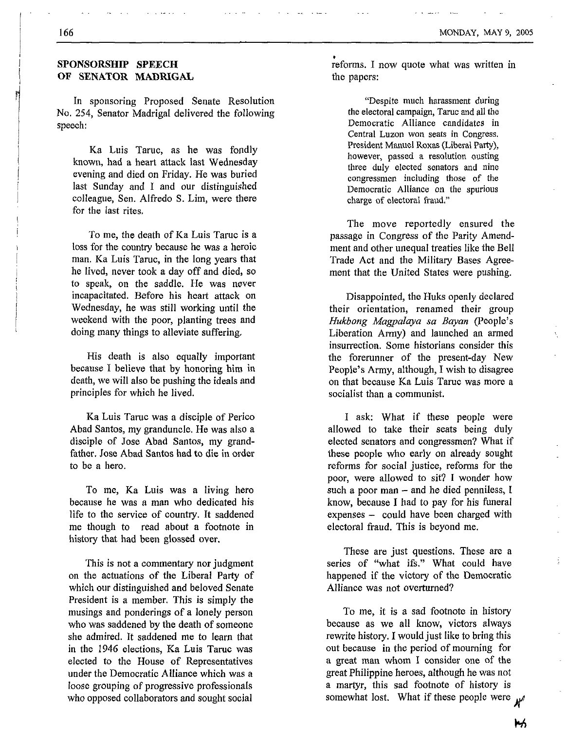## SPONSORSHIP SPEECH OF SENATOR MADRIGAL

In sponsoring Proposed Senate Resolution No. 254, Senator Madrigal delivered the following speech:

> Ka Luis Taruc, as he was fondly known, had a heart attack last Wednesday evening and died on Friday. He was buried last Sunday and I and our distinguished colleague, Sen. Alfredo S. Lim, were there for the last rites.
>
> To me, the death of Ka Luis Taruc is a loss for the country because he was a heroic man. Ka Luis Taruc, in the long years that he lived, never took a day off and died, so to speak, on the saddle. He was never incapacitated. Before his heart attack on Wednesday, he was still working until the weekend with the poor, planting trees and doing many things to alleviate suffering.
>
> His death is also equally important because I believe that by honoring him in death, we will also be pushing the ideals and principles for which he lived.
>
> Ka Luis Taruc was a disciple of Perico Abad Santos, my granduncle. He was also a disciple of Jose Abad Santos, my grandfather. Jose Abad Santos had to die in order to be a hero.
>
> To me, Ka Luis was a living hero because he was a man who dedicated his life to the service of country. It saddened me though to read about a footnote in history that had been glossed over.
>
> This is not a commentary nor judgment on the actuations of the Liberal Party of which our distinguished and beloved Senate President is a member. This is simply the musings and ponderings of a lonely person who was saddened by the death of someone she admired. It saddened me to learn that in the 1946 elections, Ka Luis Taruc was elected to the House of Representatives under the Democratic Alliance which was a loose grouping of progressive professionals who opposed collaborators and sought social reforms. I now quote what was written in the papers:
>
> > "Despite much harassment during the electoral campaign, Taruc and all the Democratic Alliance candidates in Central Luzon won seats in Congress. President Manuel Roxas (Liberal Party), however, passed a resolution ousting three duly elected senators and nine congressmen including those of the Democratic Alliance on the spurious charge of electoral fraud."
>
> The move reportedly ensured the passage in Congress of the Parity Amendment and other unequal treaties like the Bell Trade Act and the Military Bases Agreement that the United States were pushing.
>
> Disappointed, the Huks openly declared their orientation, renamed their group *Hukbong Magpalaya sa Bayan* (People's Liberation Army) and launched an armed insurrection. Some historians consider this the forerunner of the present-day New People's Army, although, I wish to disagree on that because Ka Luis Taruc was more a socialist than a communist.
>
> I ask: What if these people were allowed to take their seats being duly elected senators and congressmen? What if these people who early on already sought reforms for social justice, reforms for the poor, were allowed to sit? I wonder how such a poor man – and he died penniless, I know, because I had to pay for his funeral expenses – could have been charged with electoral fraud. This is beyond me.
>
> These are just questions. These are a series of "what ifs." What could have happened if the victory of the Democratic Alliance was not overturned?
>
> To me, it is a sad footnote in history because as we all know, victors always rewrite history. I would just like to bring this out because in the period of mourning for a great man whom I consider one of the great Philippine heroes, although he was not a martyr, this sad footnote of history is somewhat lost. What if these people were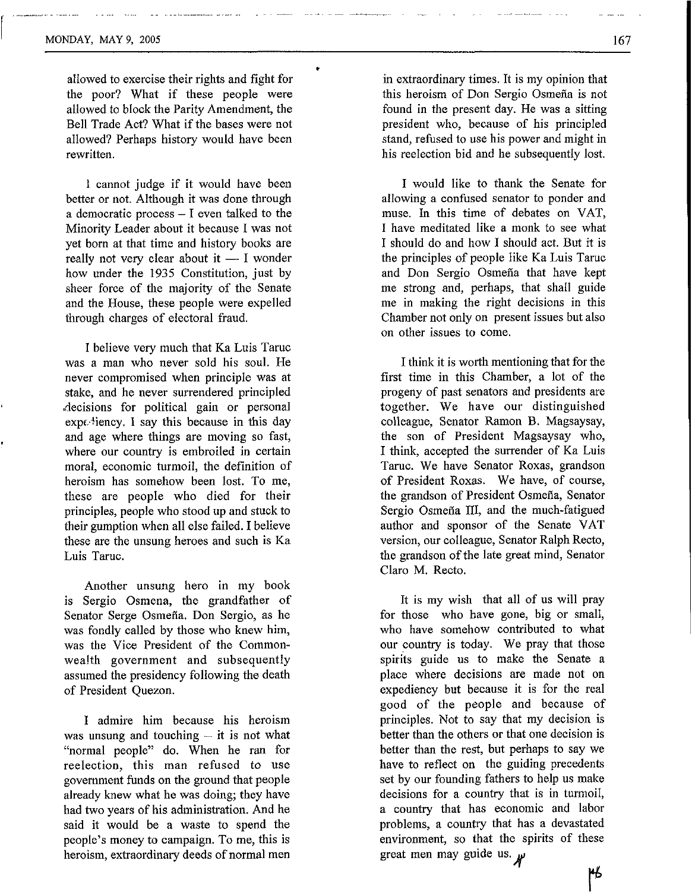allowed to exercise their rights and fight for the poor? What if these people were allowed to block the Parity Amendment, the Bell Trade Act? What if the bases were not allowed? Perhaps history would have been rewritten.

I cannot judge if it would have been better or not. Although it was done through a democratic process – I even talked to the Minority Leader about it because I was not yet born at that time and history books are really not very clear about it — I wonder how under the 1935 Constitution, just by sheer force of the majority of the Senate and the House, these people were expelled through charges of electoral fraud.

I believe very much that Ka Luis Taruc was a man who never sold his soul. He never compromised when principle was at stake, and he never surrendered principled decisions for political gain or personal expediency. I say this because in this day and age where things are moving so fast, where our country is embroiled in certain moral, economic turmoil, the definition of heroism has somehow been lost. To me, these are people who died for their principles, people who stood up and stuck to their gumption when all else failed. I believe these are the unsung heroes and such is Ka Luis Taruc.

Another unsung hero in my book is Sergio Osmena, the grandfather of Senator Serge Osmeña. Don Sergio, as he was fondly called by those who knew him, was the Vice President of the Commonwealth government and subsequently assumed the presidency following the death of President Quezon.

I admire him because his heroism was unsung and touching – it is not what "normal people" do. When he ran for reelection, this man refused to use government funds on the ground that people already knew what he was doing; they have had two years of his administration. And he said it would be a waste to spend the people's money to campaign. To me, this is heroism, extraordinary deeds of normal men in extraordinary times. It is my opinion that this heroism of Don Sergio Osmeña is not found in the present day. He was a sitting president who, because of his principled stand, refused to use his power and might in his reelection bid and he subsequently lost.

I would like to thank the Senate for allowing a confused senator to ponder and muse. In this time of debates on VAT, I have meditated like a monk to see what I should do and how I should act. But it is the principles of people like Ka Luis Taruc and Don Sergio Osmeña that have kept me strong and, perhaps, that shall guide me in making the right decisions in this Chamber not only on present issues but also on other issues to come.

I think it is worth mentioning that for the first time in this Chamber, a lot of the progeny of past senators and presidents are together. We have our distinguished colleague, Senator Ramon B. Magsaysay who, the son of President Magsaysay who, I think, accepted the surrender of Ka Luis Taruc. We have Senator Roxas, grandson of President Roxas. We have, of course, the grandson of President Osmeña, Senator Sergio Osmeña III, and the much-fatigued author and sponsor of the Senate VAT version, our colleague, Senator Ralph Recto, the grandson of the late great mind, Senator Claro M. Recto.

It is my wish that all of us will pray for those who have gone, big or small, who have somehow contributed to what our country is today. We pray that those spirits guide us to make the Senate a place where decisions are made not on expediency but because it is for the real good of the people and because of principles. Not to say that my decision is better than the others or that one decision is better than the rest, but perhaps to say we have to reflect on the guiding precedents set by our founding fathers to help us make decisions for a country that is in turmoil, a country that has economic and labor problems, a country that has a devastated environment, so that the spirits of these great men may guide us.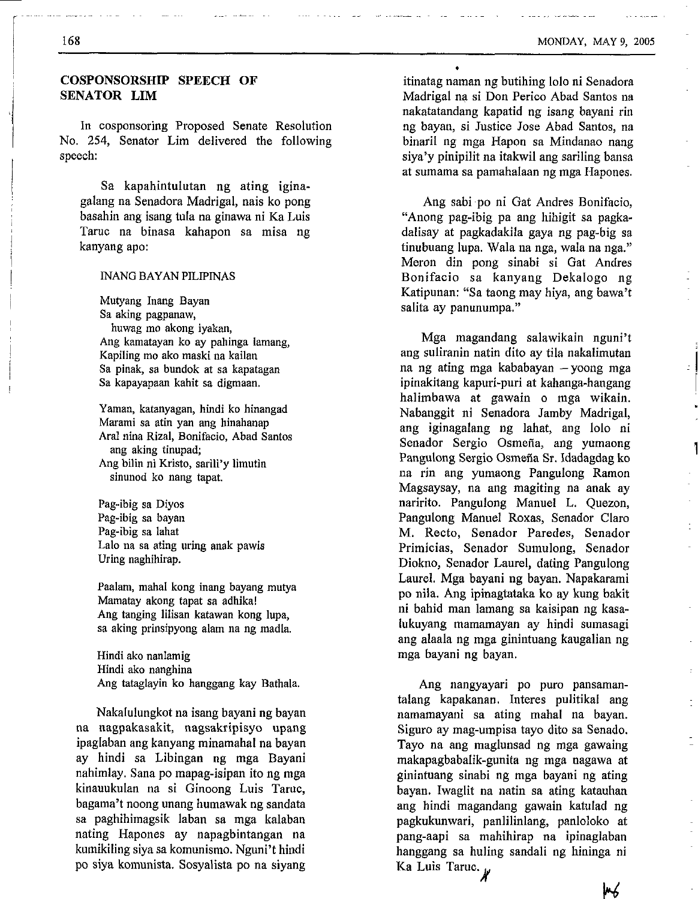## COSPONSORSHIP SPEECH OF SENATOR LIM

In cosponsoring Proposed Senate Resolution No. 254, Senator Lim delivered the following speech:

> Sa kapahintulutan ng ating iginagalang na Senadora Madrigal, nais ko pong basahin ang isang tula na ginawa ni Ka Luis Taruc na binasa kahapon sa misa ng kanyang apo:
>
> INANG BAYAN PILIPINAS
>
> Mutyang Inang Bayan
> Sa aking pagpanaw,
> huwag mo akong iyakan,
> Ang kamatayan ko ay pahinga lamang,
> Kapiling mo ako maski na kailan
> Sa pinak, sa bundok at sa kapatagan
> Sa kapayapaan kahit sa digmaan.
>
> Yaman, katanyagan, hindi ko hinangad
> Marami sa atin yan ang hinahanap
> Aral nina Rizal, Bonifacio, Abad Santos
> ang aking tinupad;
> Ang bilin ni Kristo, sarili'y limutin
> sinunod ko nang tapat.
>
> Pag-ibig sa Diyos
> Pag-ibig sa bayan
> Pag-ibig sa lahat
> Lalo na sa ating uring anak pawis
> Uring naghihirap.
>
> Paalam, mahal kong inang bayang mutya
> Mamatay akong tapat sa adhika!
> Ang tanging lilisan katawan kong lupa,
> sa aking prinsipyong alam na ng madla.
>
> Hindi ako nanlamig
> Hindi ako nanghina
> Ang tataglayin ko hanggang kay Bathala.
>
> Nakalulungkot na isang bayani ng bayan na nagpakasakit, nagsakripisyo upang ipaglaban ang kanyang minamahal na bayan ay hindi sa Libingan ng mga Bayani nahimlay. Sana po mapag-isipan ito ng mga kinauukulan na si Ginoong Luis Taruc, bagama't noong unang humawak ng sandata sa paghihimagsik laban sa mga kalaban nating Hapones ay napagbintangan na kumikiling siya sa komunismo. Nguni't hindi po siya komunista. Sosyalista po na siyang itinatag naman ng butihing lolo ni Senadora Madrigal na si Don Perico Abad Santos na nakatatandang kapatid ng isang bayani rin ng bayan, si Justice Jose Abad Santos, na binaril ng mga Hapon sa Mindanao nang siya'y pinipilit na itakwil ang sariling bansa at sumama sa pamahalaan ng mga Hapones.
>
> Ang sabi po ni Gat Andres Bonifacio, "Anong pag-ibig pa ang hihigit sa pagkadalisay at pagkadakila gaya ng pag-big sa tinubuang lupa. Wala na nga, wala na nga." Meron din pong sinabi si Gat Andres Bonifacio sa kanyang Dekalogo ng Katipunan: "Sa taong may hiya, ang bawa't salita ay panunumpa."
>
> Mga magandang salawikain nguni't ang suliranin natin dito ay tila nakalimutan na ng ating mga kababayan – yoong mga ipinakitang kapuri-puri at kahanga-hangang halimbawa at gawain o mga wikain. Nabanggit ni Senadora Jamby Madrigal, ang iginagalang ng lahat, ang lolo ni Senador Sergio Osmeña, ang yumaong Pangulong Sergio Osmeña Sr. Idadagdag ko na rin ang yumaong Pangulong Ramon Magsaysay, na ang magiting na anak ay naririto. Pangulong Manuel L. Quezon, Pangulong Manuel Roxas, Senador Claro M. Recto, Senador Paredes, Senador Primicias, Senador Sumulong, Senador Diokno, Senador Laurel, dating Pangulong Laurel. Mga bayani ng bayan. Napakarami po nila. Ang ipinagtataka ko ay kung bakit ni bahid man lamang sa kaisipan ng kasalukuyang mamamayan ay hindi sumasagi ang alaala ng mga gintuang kaugalian ng mga bayani ng bayan.
>
> Ang nangyayari po puro pansamantalang kapakanan. Interes pulitikal ang namamayani sa ating mahal na bayan. Siguro ay mag-umpisa tayo dito sa Senado. Tayo na ang maglunsad ng mga gawaing makapagbabalik-gunita ng mga nagawa at gintuang sinabi ng mga bayani ng ating bayan. Iwaglit na natin sa ating katauhan ang hindi magandang gawain katulad ng pagkukunwari, panlilinlang, panloloko at pang-aapi sa mahihirap na ipinaglaban hanggang sa huling sandali ng hininga ni Ka Luis Taruc.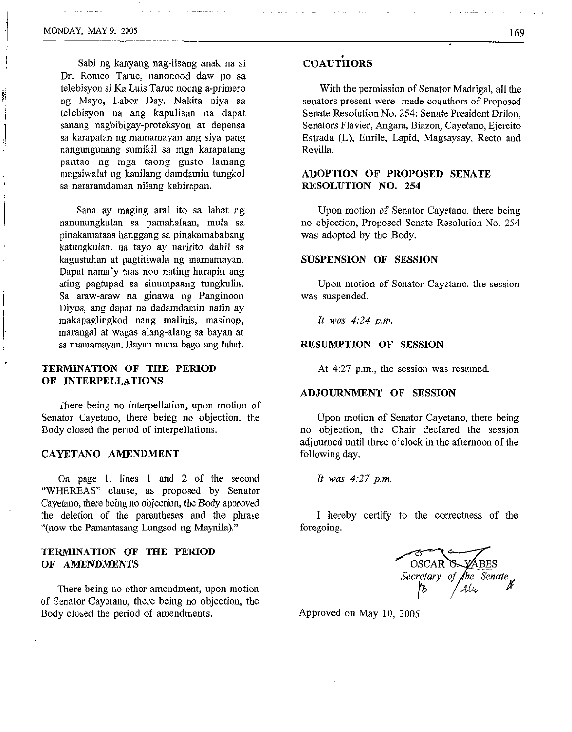Sabi ng kanyang nag-iisang anak na si Dr. Romeo Taruc, nanonood daw po sa telebisyon si Ka Luis Taruc noong a-primero ng Mayo, Labor Day. Nakita niya sa telebisyon na ang kapulisan na dapat sanang nagbibigay-proteksyon at depensa sa karapatan ng mamamayan ang siya pang nangungunang sumikil sa mga karapatang pantao ng mga taong gusto lamang magsiwalat ng kanilang damdamin tungkol sa nararamdaman nilang kahirapan.

Sana ay maging aral ito sa lahat ng nanunungkulan sa pamahalaan, mula sa pinakamataas hanggang sa pinakamababang katungkulan, na tayo ay naririto dahil sa kagustuhan at pagtitiwala ng mamamayan. Dapat nama'y taas noo nating harapin ang ating pagtupad sa sinumpaang tungkulin. Sa araw-araw na ginawa ng Panginoon Diyos, ang dapat na dadamdamin natin ay makapaglingkod nang malinis, masinop, marangal at wagas alang-alang sa bayan at sa mamamayan. Bayan muna bago ang lahat.

## TERMINATION OF THE PERIOD OF INTERPELLATIONS

There being no interpellation, upon motion of Senator Cayetano, there being no objection, the Body closed the period of interpellations.

## CAYETANO AMENDMENT

On page 1, lines 1 and 2 of the second "WHEREAS" clause, as proposed by Senator Cayetano, there being no objection, the Body approved the deletion of the parentheses and the phrase "(now the Pamantasang Lungsod ng Maynila)."

## TERMINATION OF THE PERIOD OF AMENDMENTS

There being no other amendment, upon motion of Senator Cayetano, there being no objection, the Body closed the period of amendments.

## COAUTHORS

With the permission of Senator Madrigal, all the senators present were made coauthors of Proposed Senate Resolution No. 254: Senate President Drilon, Senators Flavier, Angara, Biazon, Cayetano, Ejercito Estrada (L), Enrile, Lapid, Magsaysay, Recto and Revilla.

## ADOPTION OF PROPOSED SENATE RESOLUTION NO. 254

Upon motion of Senator Cayetano, there being no objection, Proposed Senate Resolution No. 254 was adopted by the Body.

## SUSPENSION OF SESSION

Upon motion of Senator Cayetano, the session was suspended.

*It was 4:24 p.m.*

## RESUMPTION OF SESSION

At 4:27 p.m., the session was resumed.

## ADJOURNMENT OF SESSION

Upon motion of Senator Cayetano, there being no objection, the Chair declared the session adjourned until three o'clock in the afternoon of the following day.

*It was 4:27 p.m.*

I hereby certify to the correctness of the foregoing.

OSCAR G. YABES
*Secretary of the Senate*

Approved on May 10, 2005